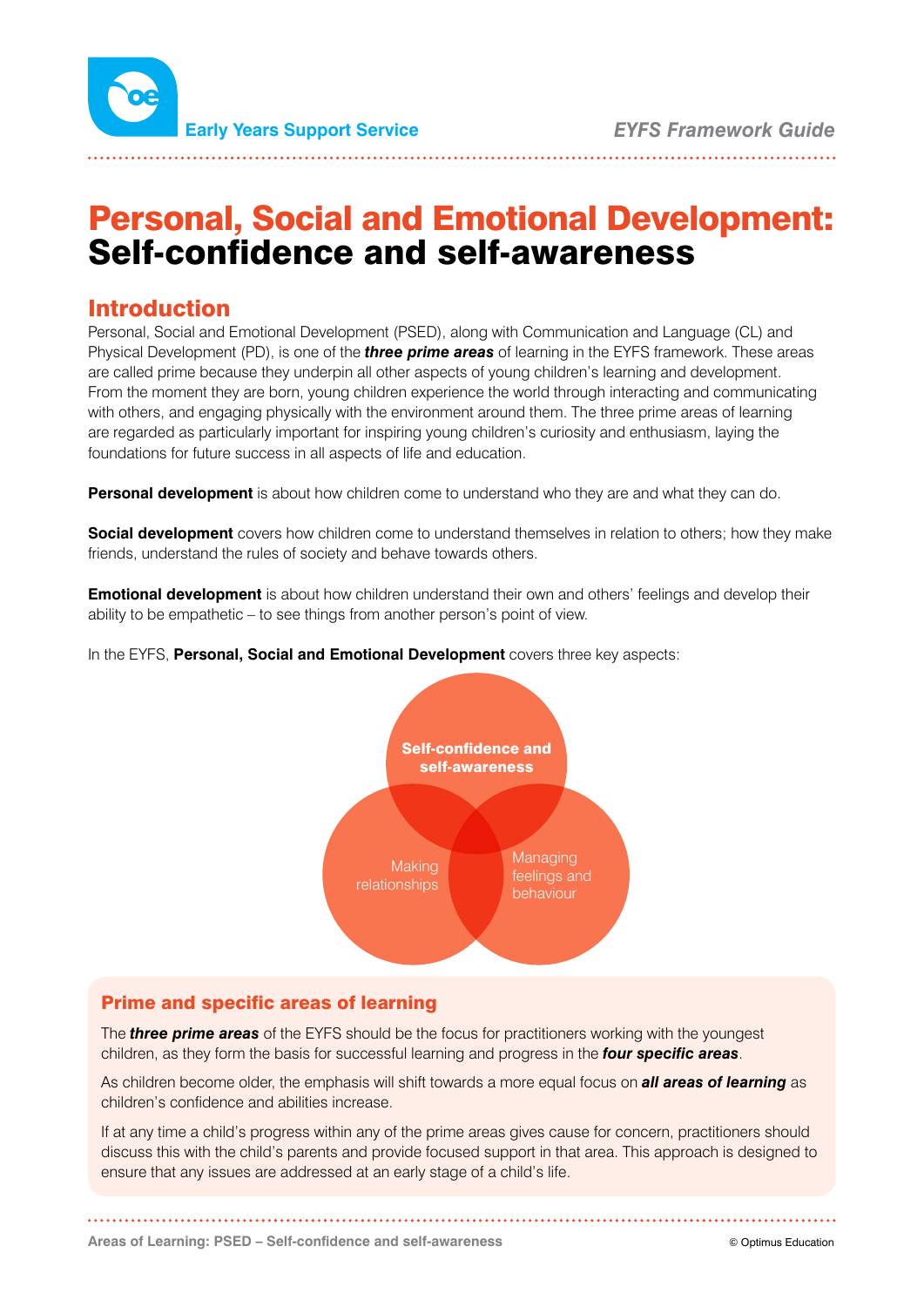# Personal, Social and Emotional Development: Self-confidence and self-awareness

## Introduction

Personal, Social and Emotional Development (PSED), along with Communication and Language (CL) and Physical Development (PD), is one of the ***three prime areas*** of learning in the EYFS framework. These areas are called prime because they underpin all other aspects of young children's learning and development. From the moment they are born, young children experience the world through interacting and communicating with others, and engaging physically with the environment around them. The three prime areas of learning are regarded as particularly important for inspiring young children's curiosity and enthusiasm, laying the foundations for future success in all aspects of life and education.

**Personal development** is about how children come to understand who they are and what they can do.

**Social development** covers how children come to understand themselves in relation to others; how they make friends, understand the rules of society and behave towards others.

**Emotional development** is about how children understand their own and others' feelings and develop their ability to be empathetic – to see things from another person's point of view.

In the EYFS, **Personal, Social and Emotional Development** covers three key aspects:

- Self-confidence and self-awareness
- Making relationships
- Managing feelings and behaviour

### Prime and specific areas of learning

The ***three prime areas*** of the EYFS should be the focus for practitioners working with the youngest children, as they form the basis for successful learning and progress in the ***four specific areas***.

As children become older, the emphasis will shift towards a more equal focus on ***all areas of learning*** as children's confidence and abilities increase.

If at any time a child's progress within any of the prime areas gives cause for concern, practitioners should discuss this with the child's parents and provide focused support in that area. This approach is designed to ensure that any issues are addressed at an early stage of a child's life.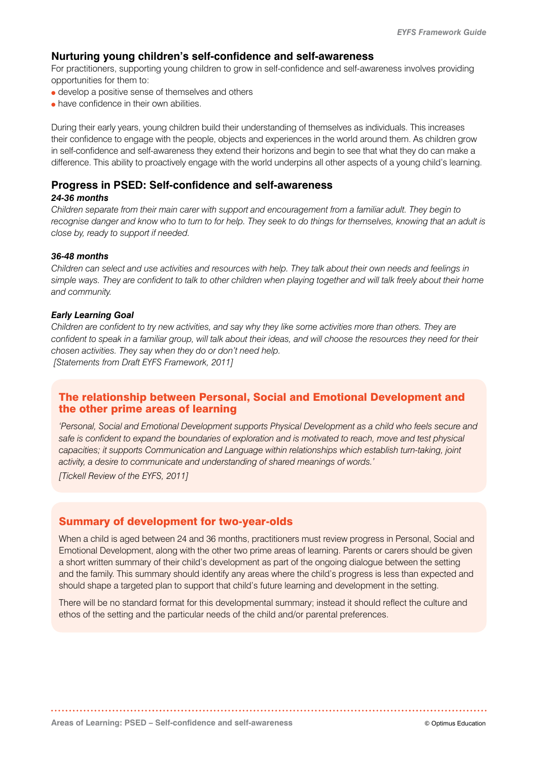## Nurturing young children's self-confidence and self-awareness

For practitioners, supporting young children to grow in self-confidence and self-awareness involves providing opportunities for them to:

- develop a positive sense of themselves and others
- have confidence in their own abilities.

During their early years, young children build their understanding of themselves as individuals. This increases their confidence to engage with the people, objects and experiences in the world around them. As children grow in self-confidence and self-awareness they extend their horizons and begin to see that what they do can make a difference. This ability to proactively engage with the world underpins all other aspects of a young child's learning.

## Progress in PSED: Self-confidence and self-awareness

***24-36 months***

*Children separate from their main carer with support and encouragement from a familiar adult. They begin to recognise danger and know who to turn to for help. They seek to do things for themselves, knowing that an adult is close by, ready to support if needed.*

***36-48 months***

*Children can select and use activities and resources with help. They talk about their own needs and feelings in simple ways. They are confident to talk to other children when playing together and will talk freely about their home and community.*

***Early Learning Goal***

*Children are confident to try new activities, and say why they like some activities more than others. They are confident to speak in a familiar group, will talk about their ideas, and will choose the resources they need for their chosen activities. They say when they do or don't need help.*

*[Statements from Draft EYFS Framework, 2011]*

### The relationship between Personal, Social and Emotional Development and the other prime areas of learning

*'Personal, Social and Emotional Development supports Physical Development as a child who feels secure and safe is confident to expand the boundaries of exploration and is motivated to reach, move and test physical capacities; it supports Communication and Language within relationships which establish turn-taking, joint activity, a desire to communicate and understanding of shared meanings of words.'*

*[Tickell Review of the EYFS, 2011]*

### Summary of development for two-year-olds

When a child is aged between 24 and 36 months, practitioners must review progress in Personal, Social and Emotional Development, along with the other two prime areas of learning. Parents or carers should be given a short written summary of their child's development as part of the ongoing dialogue between the setting and the family. This summary should identify any areas where the child's progress is less than expected and should shape a targeted plan to support that child's future learning and development in the setting.

There will be no standard format for this developmental summary; instead it should reflect the culture and ethos of the setting and the particular needs of the child and/or parental preferences.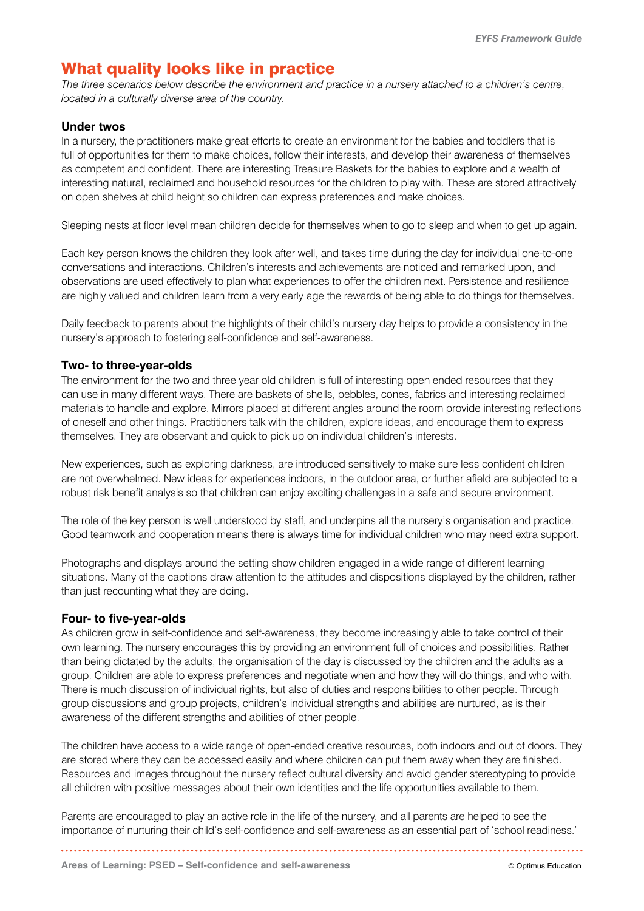# What quality looks like in practice

*The three scenarios below describe the environment and practice in a nursery attached to a children's centre, located in a culturally diverse area of the country.*

### Under twos

In a nursery, the practitioners make great efforts to create an environment for the babies and toddlers that is full of opportunities for them to make choices, follow their interests, and develop their awareness of themselves as competent and confident. There are interesting Treasure Baskets for the babies to explore and a wealth of interesting natural, reclaimed and household resources for the children to play with. These are stored attractively on open shelves at child height so children can express preferences and make choices.

Sleeping nests at floor level mean children decide for themselves when to go to sleep and when to get up again.

Each key person knows the children they look after well, and takes time during the day for individual one-to-one conversations and interactions. Children's interests and achievements are noticed and remarked upon, and observations are used effectively to plan what experiences to offer the children next. Persistence and resilience are highly valued and children learn from a very early age the rewards of being able to do things for themselves.

Daily feedback to parents about the highlights of their child's nursery day helps to provide a consistency in the nursery's approach to fostering self-confidence and self-awareness.

### Two- to three-year-olds

The environment for the two and three year old children is full of interesting open ended resources that they can use in many different ways. There are baskets of shells, pebbles, cones, fabrics and interesting reclaimed materials to handle and explore. Mirrors placed at different angles around the room provide interesting reflections of oneself and other things. Practitioners talk with the children, explore ideas, and encourage them to express themselves. They are observant and quick to pick up on individual children's interests.

New experiences, such as exploring darkness, are introduced sensitively to make sure less confident children are not overwhelmed. New ideas for experiences indoors, in the outdoor area, or further afield are subjected to a robust risk benefit analysis so that children can enjoy exciting challenges in a safe and secure environment.

The role of the key person is well understood by staff, and underpins all the nursery's organisation and practice. Good teamwork and cooperation means there is always time for individual children who may need extra support.

Photographs and displays around the setting show children engaged in a wide range of different learning situations. Many of the captions draw attention to the attitudes and dispositions displayed by the children, rather than just recounting what they are doing.

### Four- to five-year-olds

As children grow in self-confidence and self-awareness, they become increasingly able to take control of their own learning. The nursery encourages this by providing an environment full of choices and possibilities. Rather than being dictated by the adults, the organisation of the day is discussed by the children and the adults as a group. Children are able to express preferences and negotiate when and how they will do things, and who with. There is much discussion of individual rights, but also of duties and responsibilities to other people. Through group discussions and group projects, children's individual strengths and abilities are nurtured, as is their awareness of the different strengths and abilities of other people.

The children have access to a wide range of open-ended creative resources, both indoors and out of doors. They are stored where they can be accessed easily and where children can put them away when they are finished. Resources and images throughout the nursery reflect cultural diversity and avoid gender stereotyping to provide all children with positive messages about their own identities and the life opportunities available to them.

Parents are encouraged to play an active role in the life of the nursery, and all parents are helped to see the importance of nurturing their child's self-confidence and self-awareness as an essential part of 'school readiness.'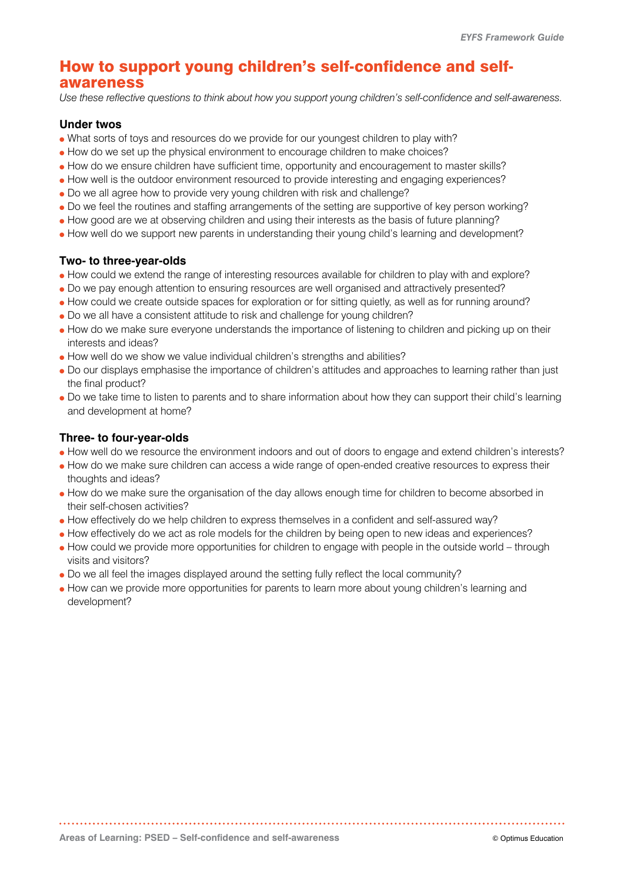# How to support young children's self-confidence and self-awareness

*Use these reflective questions to think about how you support young children's self-confidence and self-awareness.*

### Under twos

- What sorts of toys and resources do we provide for our youngest children to play with?
- How do we set up the physical environment to encourage children to make choices?
- How do we ensure children have sufficient time, opportunity and encouragement to master skills?
- How well is the outdoor environment resourced to provide interesting and engaging experiences?
- Do we all agree how to provide very young children with risk and challenge?
- Do we feel the routines and staffing arrangements of the setting are supportive of key person working?
- How good are we at observing children and using their interests as the basis of future planning?
- How well do we support new parents in understanding their young child's learning and development?

### Two- to three-year-olds

- How could we extend the range of interesting resources available for children to play with and explore?
- Do we pay enough attention to ensuring resources are well organised and attractively presented?
- How could we create outside spaces for exploration or for sitting quietly, as well as for running around?
- Do we all have a consistent attitude to risk and challenge for young children?
- How do we make sure everyone understands the importance of listening to children and picking up on their interests and ideas?
- How well do we show we value individual children's strengths and abilities?
- Do our displays emphasise the importance of children's attitudes and approaches to learning rather than just the final product?
- Do we take time to listen to parents and to share information about how they can support their child's learning and development at home?

### Three- to four-year-olds

- How well do we resource the environment indoors and out of doors to engage and extend children's interests?
- How do we make sure children can access a wide range of open-ended creative resources to express their thoughts and ideas?
- How do we make sure the organisation of the day allows enough time for children to become absorbed in their self-chosen activities?
- How effectively do we help children to express themselves in a confident and self-assured way?
- How effectively do we act as role models for the children by being open to new ideas and experiences?
- How could we provide more opportunities for children to engage with people in the outside world – through visits and visitors?
- Do we all feel the images displayed around the setting fully reflect the local community?
- How can we provide more opportunities for parents to learn more about young children's learning and development?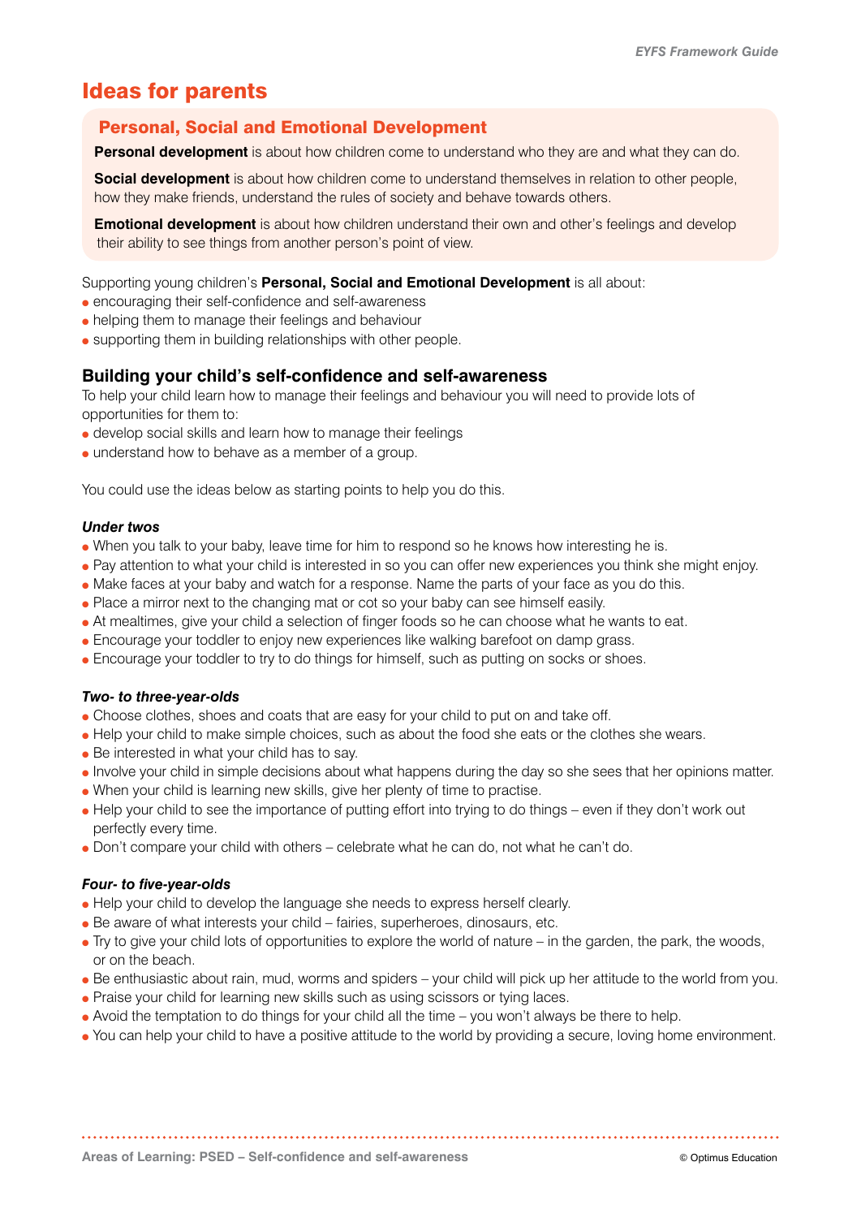# Ideas for parents

## Personal, Social and Emotional Development

**Personal development** is about how children come to understand who they are and what they can do.

**Social development** is about how children come to understand themselves in relation to other people, how they make friends, understand the rules of society and behave towards others.

**Emotional development** is about how children understand their own and other's feelings and develop their ability to see things from another person's point of view.

Supporting young children's **Personal, Social and Emotional Development** is all about:

- encouraging their self-confidence and self-awareness
- helping them to manage their feelings and behaviour
- supporting them in building relationships with other people.

## Building your child's self-confidence and self-awareness

To help your child learn how to manage their feelings and behaviour you will need to provide lots of opportunities for them to:

- develop social skills and learn how to manage their feelings
- understand how to behave as a member of a group.

You could use the ideas below as starting points to help you do this.

***Under twos***

- When you talk to your baby, leave time for him to respond so he knows how interesting he is.
- Pay attention to what your child is interested in so you can offer new experiences you think she might enjoy.
- Make faces at your baby and watch for a response. Name the parts of your face as you do this.
- Place a mirror next to the changing mat or cot so your baby can see himself easily.
- At mealtimes, give your child a selection of finger foods so he can choose what he wants to eat.
- Encourage your toddler to enjoy new experiences like walking barefoot on damp grass.
- Encourage your toddler to try to do things for himself, such as putting on socks or shoes.

***Two- to three-year-olds***

- Choose clothes, shoes and coats that are easy for your child to put on and take off.
- Help your child to make simple choices, such as about the food she eats or the clothes she wears.
- Be interested in what your child has to say.
- Involve your child in simple decisions about what happens during the day so she sees that her opinions matter.
- When your child is learning new skills, give her plenty of time to practise.
- Help your child to see the importance of putting effort into trying to do things – even if they don't work out perfectly every time.
- Don't compare your child with others – celebrate what he can do, not what he can't do.

***Four- to five-year-olds***

- Help your child to develop the language she needs to express herself clearly.
- Be aware of what interests your child – fairies, superheroes, dinosaurs, etc.
- Try to give your child lots of opportunities to explore the world of nature – in the garden, the park, the woods, or on the beach.
- Be enthusiastic about rain, mud, worms and spiders – your child will pick up her attitude to the world from you.
- Praise your child for learning new skills such as using scissors or tying laces.
- Avoid the temptation to do things for your child all the time – you won't always be there to help.
- You can help your child to have a positive attitude to the world by providing a secure, loving home environment.